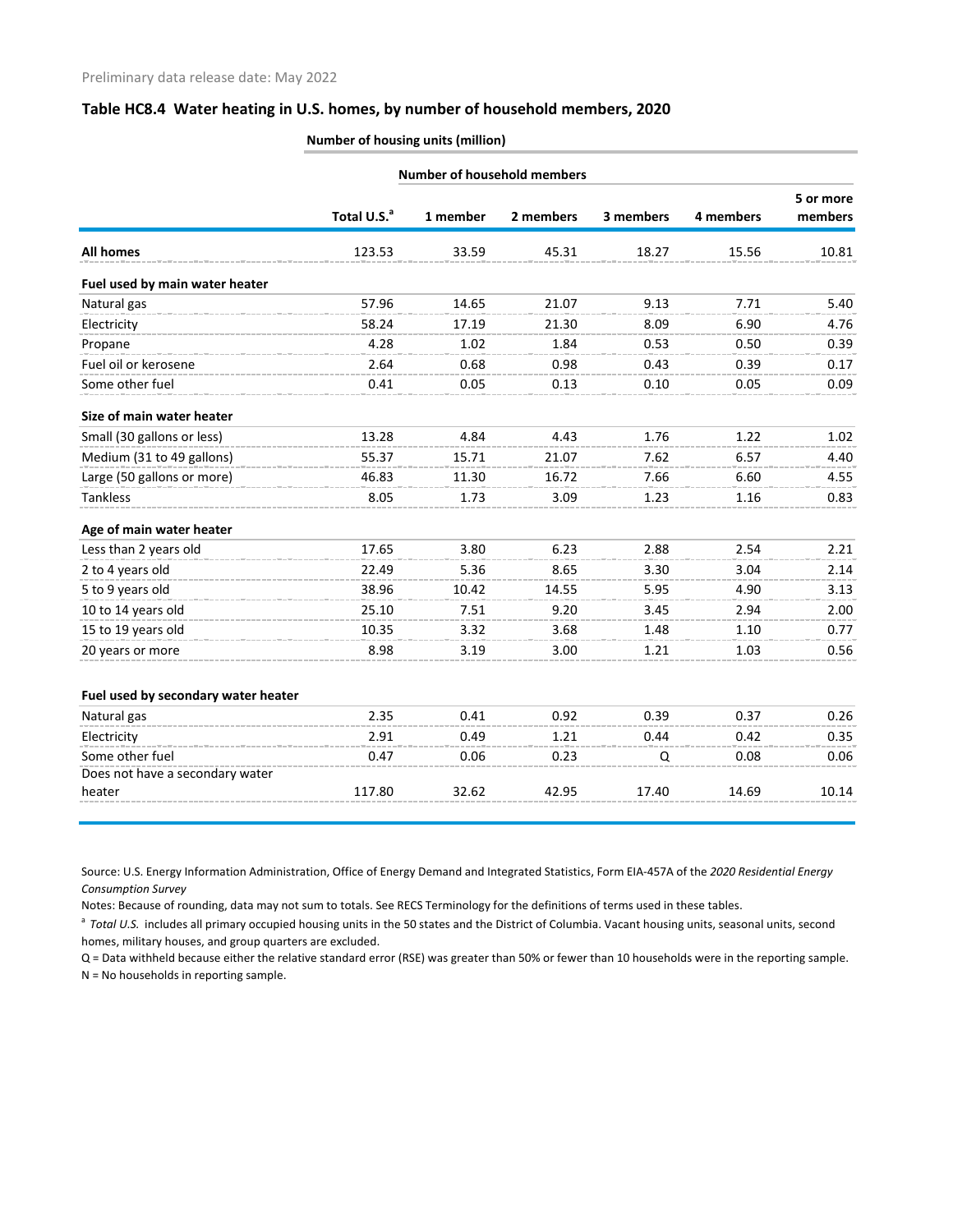Preliminary data release date: May 2022

## Table HC8.4 Water heating in U.S. homes, by number of household members, 2020

**Number of housing units (million)**

| | | Number of household members | | | | |
|---|---|---|---|---|---|---|
| | Total U.S.[a] | 1 member | 2 members | 3 members | 4 members | 5 or more members |
| **All homes** | 123.53 | 33.59 | 45.31 | 18.27 | 15.56 | 10.81 |
| **Fuel used by main water heater** | | | | | | |
| Natural gas | 57.96 | 14.65 | 21.07 | 9.13 | 7.71 | 5.40 |
| Electricity | 58.24 | 17.19 | 21.30 | 8.09 | 6.90 | 4.76 |
| Propane | 4.28 | 1.02 | 1.84 | 0.53 | 0.50 | 0.39 |
| Fuel oil or kerosene | 2.64 | 0.68 | 0.98 | 0.43 | 0.39 | 0.17 |
| Some other fuel | 0.41 | 0.05 | 0.13 | 0.10 | 0.05 | 0.09 |
| **Size of main water heater** | | | | | | |
| Small (30 gallons or less) | 13.28 | 4.84 | 4.43 | 1.76 | 1.22 | 1.02 |
| Medium (31 to 49 gallons) | 55.37 | 15.71 | 21.07 | 7.62 | 6.57 | 4.40 |
| Large (50 gallons or more) | 46.83 | 11.30 | 16.72 | 7.66 | 6.60 | 4.55 |
| Tankless | 8.05 | 1.73 | 3.09 | 1.23 | 1.16 | 0.83 |
| **Age of main water heater** | | | | | | |
| Less than 2 years old | 17.65 | 3.80 | 6.23 | 2.88 | 2.54 | 2.21 |
| 2 to 4 years old | 22.49 | 5.36 | 8.65 | 3.30 | 3.04 | 2.14 |
| 5 to 9 years old | 38.96 | 10.42 | 14.55 | 5.95 | 4.90 | 3.13 |
| 10 to 14 years old | 25.10 | 7.51 | 9.20 | 3.45 | 2.94 | 2.00 |
| 15 to 19 years old | 10.35 | 3.32 | 3.68 | 1.48 | 1.10 | 0.77 |
| 20 years or more | 8.98 | 3.19 | 3.00 | 1.21 | 1.03 | 0.56 |
| **Fuel used by secondary water heater** | | | | | | |
| Natural gas | 2.35 | 0.41 | 0.92 | 0.39 | 0.37 | 0.26 |
| Electricity | 2.91 | 0.49 | 1.21 | 0.44 | 0.42 | 0.35 |
| Some other fuel | 0.47 | 0.06 | 0.23 | Q | 0.08 | 0.06 |
| Does not have a secondary water heater | 117.80 | 32.62 | 42.95 | 17.40 | 14.69 | 10.14 |

Source: U.S. Energy Information Administration, Office of Energy Demand and Integrated Statistics, Form EIA-457A of the *2020 Residential Energy Consumption Survey*

Notes: Because of rounding, data may not sum to totals. See RECS Terminology for the definitions of terms used in these tables.

[a] *Total U.S.* includes all primary occupied housing units in the 50 states and the District of Columbia. Vacant housing units, seasonal units, second homes, military houses, and group quarters are excluded.

Q = Data withheld because either the relative standard error (RSE) was greater than 50% or fewer than 10 households were in the reporting sample.

N = No households in reporting sample.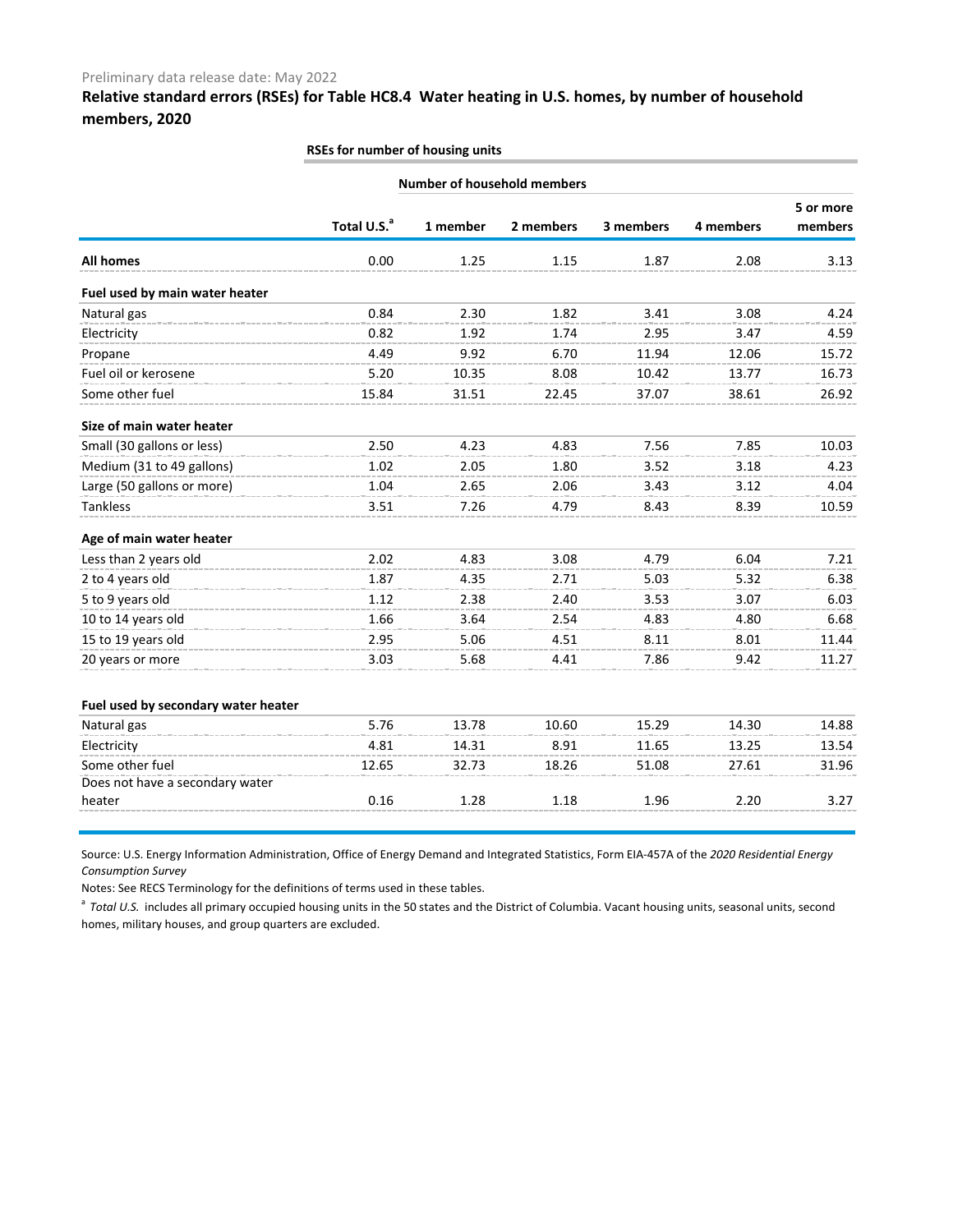Preliminary data release date: May 2022

# Relative standard errors (RSEs) for Table HC8.4 Water heating in U.S. homes, by number of household members, 2020

| | RSEs for number of housing units | | | | | |
|---|---|---|---|---|---|---|
| | | Number of household members | | | | |
| | Total U.S.[a] | 1 member | 2 members | 3 members | 4 members | 5 or more members |
| **All homes** | 0.00 | 1.25 | 1.15 | 1.87 | 2.08 | 3.13 |
| **Fuel used by main water heater** | | | | | | |
| Natural gas | 0.84 | 2.30 | 1.82 | 3.41 | 3.08 | 4.24 |
| Electricity | 0.82 | 1.92 | 1.74 | 2.95 | 3.47 | 4.59 |
| Propane | 4.49 | 9.92 | 6.70 | 11.94 | 12.06 | 15.72 |
| Fuel oil or kerosene | 5.20 | 10.35 | 8.08 | 10.42 | 13.77 | 16.73 |
| Some other fuel | 15.84 | 31.51 | 22.45 | 37.07 | 38.61 | 26.92 |
| **Size of main water heater** | | | | | | |
| Small (30 gallons or less) | 2.50 | 4.23 | 4.83 | 7.56 | 7.85 | 10.03 |
| Medium (31 to 49 gallons) | 1.02 | 2.05 | 1.80 | 3.52 | 3.18 | 4.23 |
| Large (50 gallons or more) | 1.04 | 2.65 | 2.06 | 3.43 | 3.12 | 4.04 |
| Tankless | 3.51 | 7.26 | 4.79 | 8.43 | 8.39 | 10.59 |
| **Age of main water heater** | | | | | | |
| Less than 2 years old | 2.02 | 4.83 | 3.08 | 4.79 | 6.04 | 7.21 |
| 2 to 4 years old | 1.87 | 4.35 | 2.71 | 5.03 | 5.32 | 6.38 |
| 5 to 9 years old | 1.12 | 2.38 | 2.40 | 3.53 | 3.07 | 6.03 |
| 10 to 14 years old | 1.66 | 3.64 | 2.54 | 4.83 | 4.80 | 6.68 |
| 15 to 19 years old | 2.95 | 5.06 | 4.51 | 8.11 | 8.01 | 11.44 |
| 20 years or more | 3.03 | 5.68 | 4.41 | 7.86 | 9.42 | 11.27 |
| **Fuel used by secondary water heater** | | | | | | |
| Natural gas | 5.76 | 13.78 | 10.60 | 15.29 | 14.30 | 14.88 |
| Electricity | 4.81 | 14.31 | 8.91 | 11.65 | 13.25 | 13.54 |
| Some other fuel | 12.65 | 32.73 | 18.26 | 51.08 | 27.61 | 31.96 |
| Does not have a secondary water heater | 0.16 | 1.28 | 1.18 | 1.96 | 2.20 | 3.27 |

Source: U.S. Energy Information Administration, Office of Energy Demand and Integrated Statistics, Form EIA-457A of the *2020 Residential Energy Consumption Survey*

Notes: See RECS Terminology for the definitions of terms used in these tables.

[a] *Total U.S.* includes all primary occupied housing units in the 50 states and the District of Columbia. Vacant housing units, seasonal units, second homes, military houses, and group quarters are excluded.